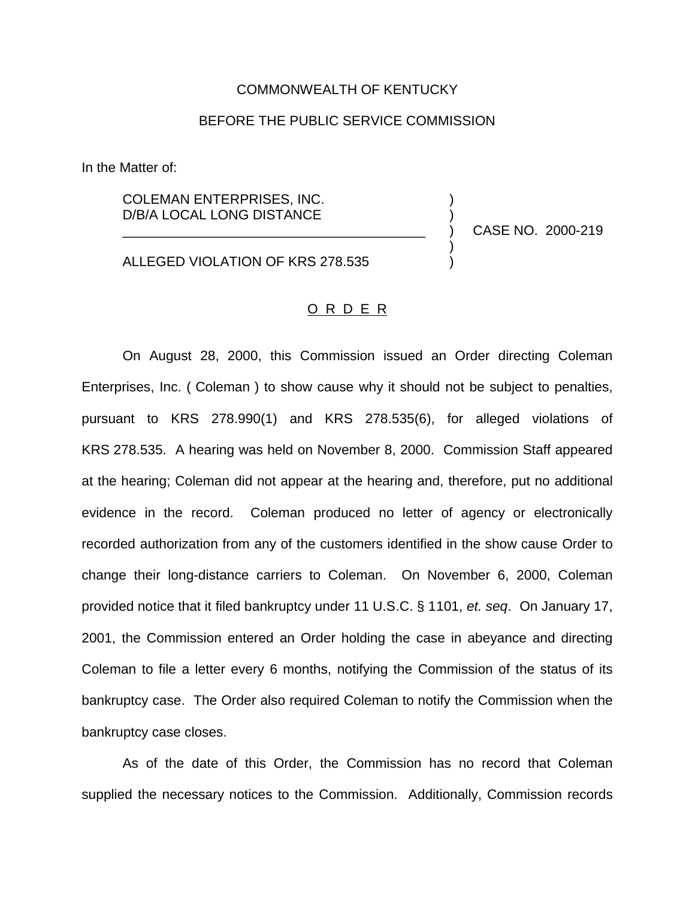COMMONWEALTH OF KENTUCKY

BEFORE THE PUBLIC SERVICE COMMISSION

In the Matter of:

COLEMAN ENTERPRISES, INC.
D/B/A LOCAL LONG DISTANCE

ALLEGED VIOLATION OF KRS 278.535

CASE NO. 2000-219

O R D E R

On August 28, 2000, this Commission issued an Order directing Coleman Enterprises, Inc. ( Coleman ) to show cause why it should not be subject to penalties, pursuant to KRS 278.990(1) and KRS 278.535(6), for alleged violations of KRS 278.535. A hearing was held on November 8, 2000. Commission Staff appeared at the hearing; Coleman did not appear at the hearing and, therefore, put no additional evidence in the record. Coleman produced no letter of agency or electronically recorded authorization from any of the customers identified in the show cause Order to change their long-distance carriers to Coleman. On November 6, 2000, Coleman provided notice that it filed bankruptcy under 11 U.S.C. § 1101, *et. seq*. On January 17, 2001, the Commission entered an Order holding the case in abeyance and directing Coleman to file a letter every 6 months, notifying the Commission of the status of its bankruptcy case. The Order also required Coleman to notify the Commission when the bankruptcy case closes.

As of the date of this Order, the Commission has no record that Coleman supplied the necessary notices to the Commission. Additionally, Commission records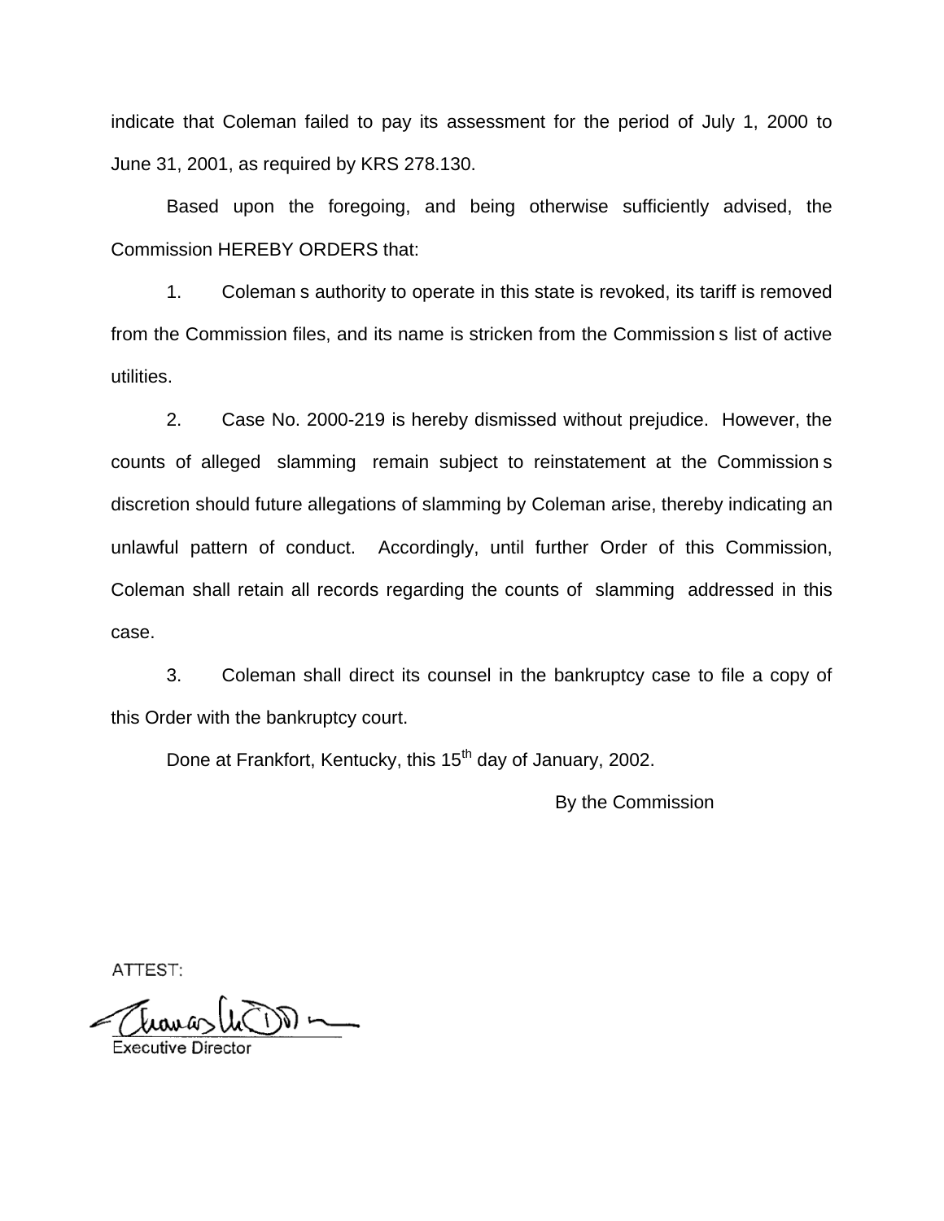indicate that Coleman failed to pay its assessment for the period of July 1, 2000 to June 31, 2001, as required by KRS 278.130.

Based upon the foregoing, and being otherwise sufficiently advised, the Commission HEREBY ORDERS that:

1. Coleman s authority to operate in this state is revoked, its tariff is removed from the Commission files, and its name is stricken from the Commission s list of active utilities.

2. Case No. 2000-219 is hereby dismissed without prejudice. However, the counts of alleged slamming remain subject to reinstatement at the Commission s discretion should future allegations of slamming by Coleman arise, thereby indicating an unlawful pattern of conduct. Accordingly, until further Order of this Commission, Coleman shall retain all records regarding the counts of slamming addressed in this case.

3. Coleman shall direct its counsel in the bankruptcy case to file a copy of this Order with the bankruptcy court.

Done at Frankfort, Kentucky, this 15th day of January, 2002.

By the Commission

ATTEST:

Executive Director